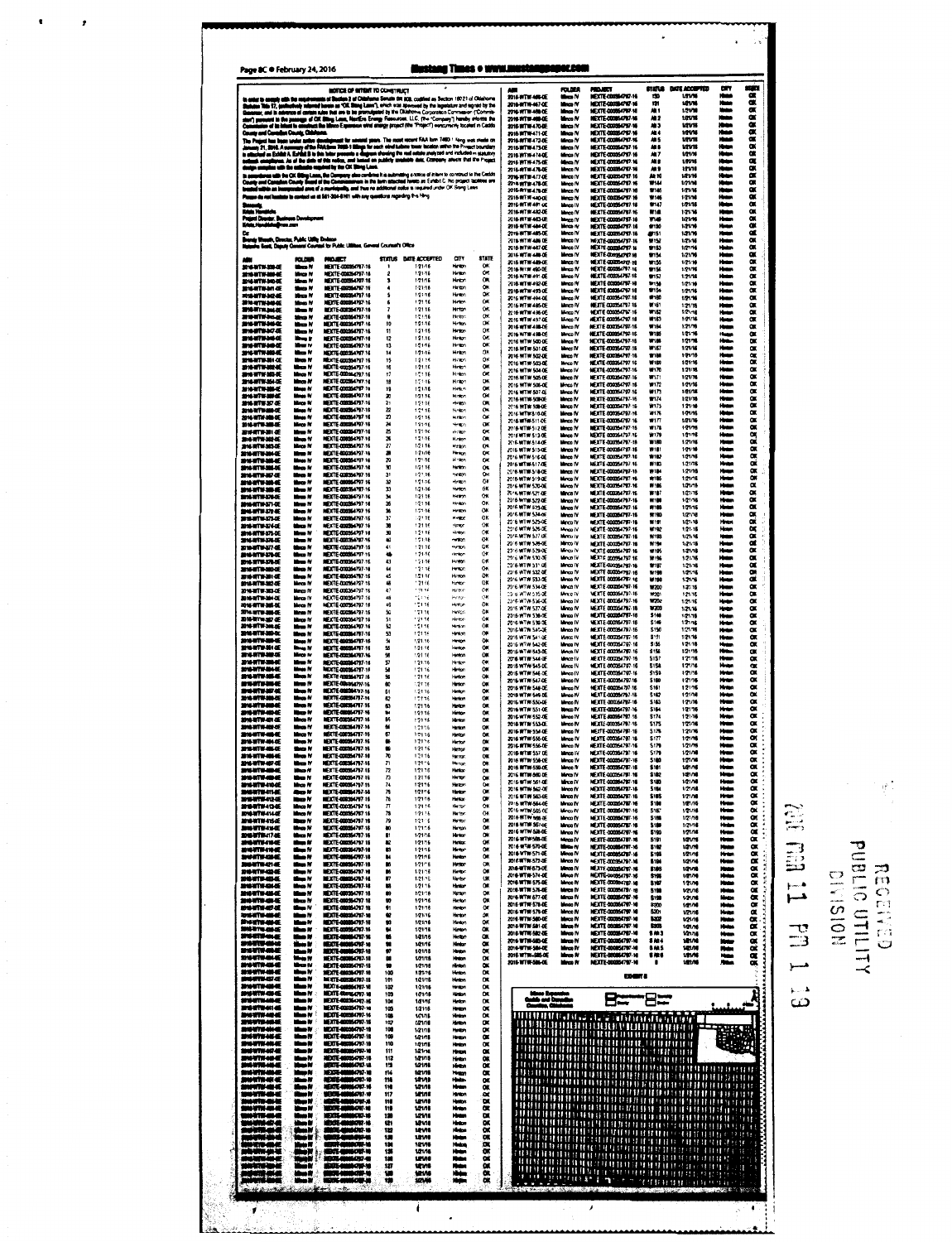Page 8C • February 24, 2016 — Mustang Times • www.mustangpaper.com

### NOTICE OF INTENT TO CONSTRUCT

In order to comply with the requirements of Section 2 of Oklahoma Senate Bill 808, codified as Section 160.21 of Oklahoma Statutes Title 17, (collectively referred herein as "OK Siting Laws"), which was approved by the legislature and signed by the Governor, and in advance of certain rules that are to be promulgated by the Oklahoma Corporation Commission ("Commission") pursuant to the passage of OK Siting Laws, NextEra Energy Resources, LLC (the "Company") hereby informs the Commission of its intent to construct the Minco Expansion wind energy project (the "Project") concurrently located in Caddo County and Canadian County, Oklahoma.

The Project has been under active development for several years. The most recent FAA form 7460-1 filing was made on January 21, 2016. A summary of the FAA form 7460-1 filings for each wind turbine tower location within the Project boundary is attached as Exhibit A. Exhibit B to this letter presents a diagram showing the real estate analyzed and included in statutory setback compliance. As of the date of this notice, and based on publicly available data, Company attests that the Project design complies with the setbacks required by the OK Siting Laws.

In accordance with the OK Siting Laws, the Company also confirms it is submitting a notice of intent to construct to the Caddo County and Canadian County Board of the Commissioners in the form attached hereto as Exhibit C. No project facilities are located within an incorporated area of a municipality, and thus no additional notice is required under OK Siting Laws.

Please do not hesitate to contact us at 561-304-5161 with any questions regarding this filing.

Sincerely,

Krista Hendricks
Project Director, Business Development
Krista.Hendricks@nee.com

Cc:
Brandy Wreath, Director, Public Utility Division
Natasha Scott, Deputy General Counsel for Public Utilities, General Counsel's Office

| ASN | FOLDER | PROJECT | STATUS | DATE ACCEPTED | CITY | STATE |
|---|---|---|---|---|---|---|

EXHIBIT B

Minco Expansion — Caddo and Canadian Counties, Oklahoma

RECEIVED
PUBLIC UTILITY DIVISION
2016 MAR 11 PM 1 13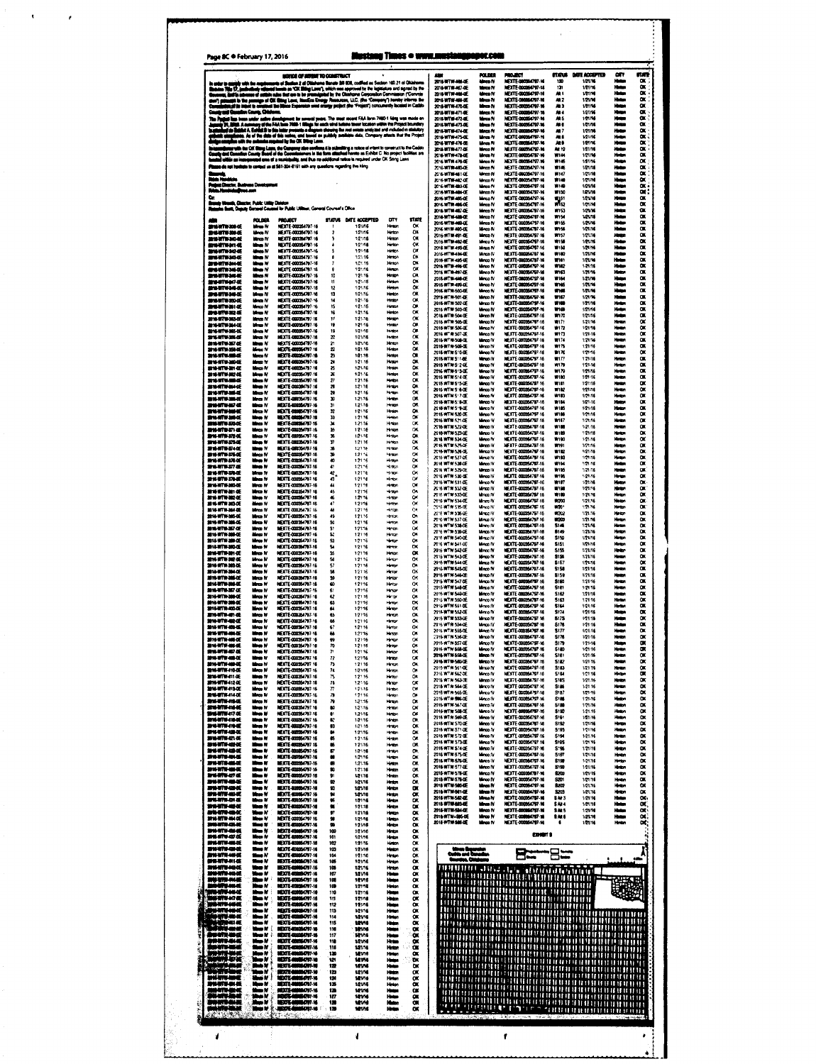## NOTICE OF INTENT TO CONSTRUCT

In order to comply with the requirements of Section 2 of Oklahoma Senate Bill 808, codified as Section 160.21 of Oklahoma Statutes Title 17, (collectively referred herein as "OK Siting Laws"), which was approved by the legislature and signed by the Governor, and in advance of certain rules that are to be promulgated by the Oklahoma Corporation Commission ("Commission") pursuant to the passage of OK Siting Laws, NextEra Energy Resources, LLC. (the "Company") hereby informs the Commission of its intent to construct the Minco Expansion wind energy project (the "Project") located in Caddo County and Canadian County, Oklahoma.

The Project has been under active development for several years. The most recent FAA form 7460-1 filing was made on January 21, 2016. A summary of the FAA form 7460-1 filings for each wind turbine tower location within the Project boundary is attached as Exhibit A. Exhibit B to this letter presents a diagram showing the real estate analyzed and included in statutory setback compliance. As of the date of this notice, and based on publicly available data, Company attests that the Project design complies with the setbacks required by the OK Siting Laws.

In accordance with the OK Siting Laws, the Company also confirms it is submitting a notice of intent to construct to the Caddo County and Canadian County Board of the Commissioners in the form attached hereto as Exhibit C. No project facilities are located within an incorporated area of a municipality, and thus no additional notice is required under OK Siting Laws.

Please do not hesitate to contact us at 561-304-6161 with any questions regarding this filing.

Sincerely,

Project Director, Business Development

Cc:
Brandy Wreath, Director, Public Utility Division
Natasha Scott, Deputy General Counsel for Public Utilities, General Counsel's Office

| ASN | FOLDER | PROJECT | STATUS | DATE ACCEPTED | CITY | STATE |
|---|---|---|---|---|---|---|

EXHIBIT B

Minco Expansion
Caddo and Canadian Counties, Oklahoma